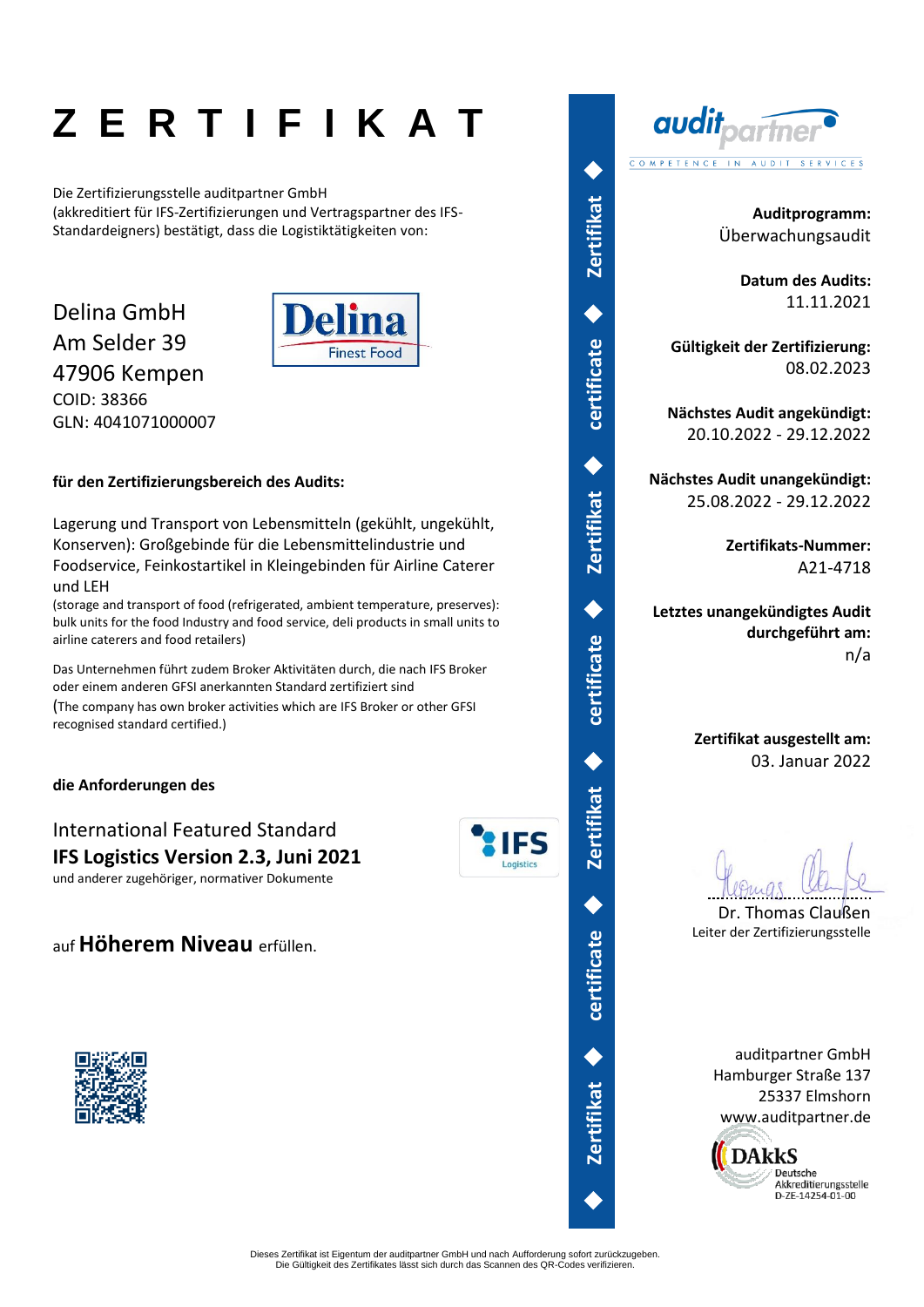# Z E R T I F I K A T

Die Zertifizierungsstelle auditpartner GmbH (akkreditiert für IFS-Zertifizierungen und Vertragspartner des IFS-Standardeigners) bestätigt, dass die Logistiktätigkeiten von:

Delina GmbH
Am Selder 39
47906 Kempen
COID: 38366
GLN: 4041071000007

Delina Finest Food

**für den Zertifizierungsbereich des Audits:**

Lagerung und Transport von Lebensmitteln (gekühlt, ungekühlt, Konserven): Großgebinde für die Lebensmittelindustrie und Foodservice, Feinkostartikel in Kleingebinden für Airline Caterer und LEH

(storage and transport of food (refrigerated, ambient temperature, preserves): bulk units for the food Industry and food service, deli products in small units to airline caterers and food retailers)

Das Unternehmen führt zudem Broker Aktivitäten durch, die nach IFS Broker oder einem anderen GFSI anerkannten Standard zertifiziert sind

(The company has own broker activities which are IFS Broker or other GFSI recognised standard certified.)

**die Anforderungen des**

International Featured Standard
**IFS Logistics Version 2.3, Juni 2021**
und anderer zugehöriger, normativer Dokumente

IFS Logistics

auf **Höherem Niveau** erfüllen.

auditpartner – COMPETENCE IN AUDIT SERVICES

**Auditprogramm:**
Überwachungsaudit

**Datum des Audits:**
11.11.2021

**Gültigkeit der Zertifizierung:**
08.02.2023

**Nächstes Audit angekündigt:**
20.10.2022 - 29.12.2022

**Nächstes Audit unangekündigt:**
25.08.2022 - 29.12.2022

**Zertifikats-Nummer:**
A21-4718

**Letztes unangekündigtes Audit durchgeführt am:**
n/a

**Zertifikat ausgestellt am:**
03. Januar 2022

Dr. Thomas Claußen
Leiter der Zertifizierungsstelle

auditpartner GmbH
Hamburger Straße 137
25337 Elmshorn
www.auditpartner.de

DAkkS Deutsche Akkreditierungsstelle D-ZE-14254-01-00

Dieses Zertifikat ist Eigentum der auditpartner GmbH und nach Aufforderung sofort zurückzugeben.
Die Gültigkeit des Zertifikates lässt sich durch das Scannen des QR-Codes verifizieren.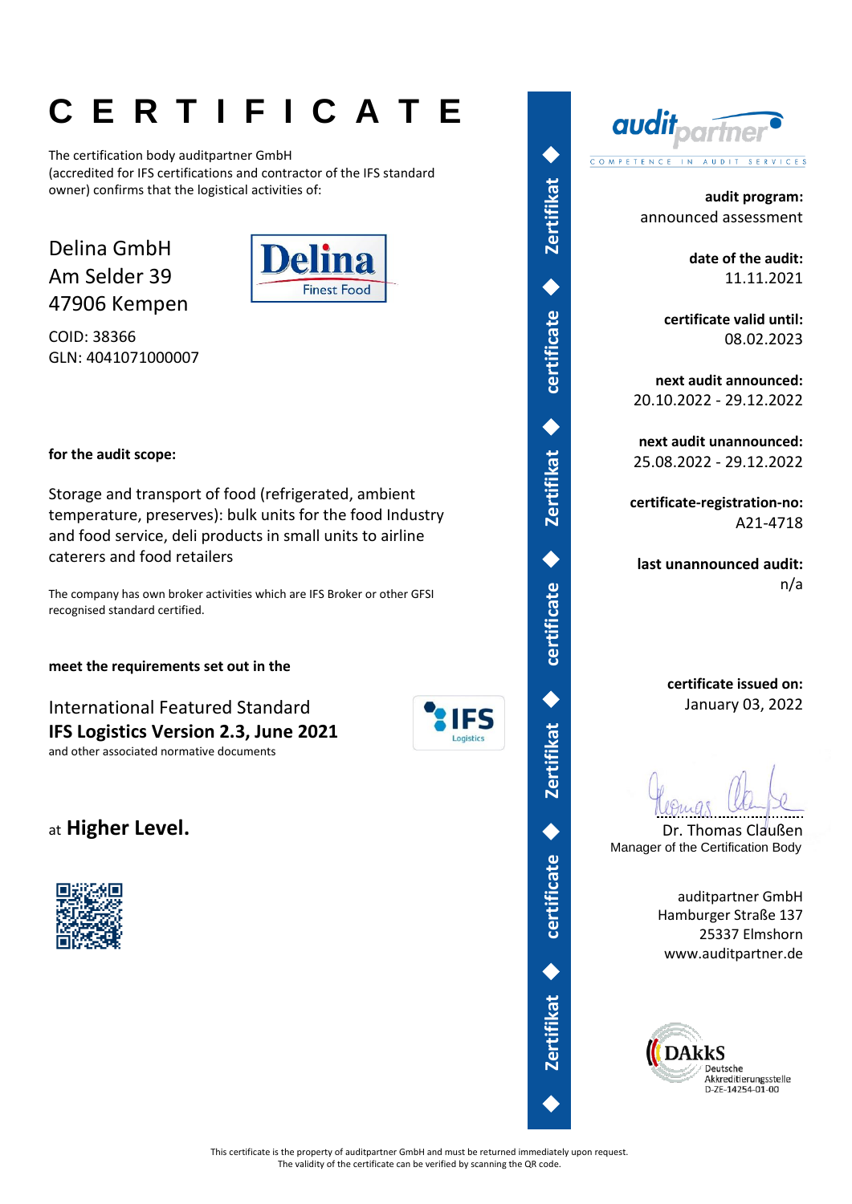# C E R T I F I C A T E

The certification body auditpartner GmbH
(accredited for IFS certifications and contractor of the IFS standard owner) confirms that the logistical activities of:

Delina GmbH
Am Selder 39
47906 Kempen

COID: 38366
GLN: 4041071000007

**for the audit scope:**

Storage and transport of food (refrigerated, ambient temperature, preserves): bulk units for the food Industry and food service, deli products in small units to airline caterers and food retailers

The company has own broker activities which are IFS Broker or other GFSI recognised standard certified.

**meet the requirements set out in the**

International Featured Standard
**IFS Logistics Version 2.3, June 2021**
and other associated normative documents

at **Higher Level.**

auditpartner
COMPETENCE IN AUDIT SERVICES

**audit program:**
announced assessment

**date of the audit:**
11.11.2021

**certificate valid until:**
08.02.2023

**next audit announced:**
20.10.2022 - 29.12.2022

**next audit unannounced:**
25.08.2022 - 29.12.2022

**certificate-registration-no:**
A21-4718

**last unannounced audit:**
n/a

**certificate issued on:**
January 03, 2022

Dr. Thomas Claußen
Manager of the Certification Body

auditpartner GmbH
Hamburger Straße 137
25337 Elmshorn
www.auditpartner.de

DAkkS
Deutsche Akkreditierungsstelle
D-ZE-14254-01-00

This certificate is the property of auditpartner GmbH and must be returned immediately upon request.
The validity of the certificate can be verified by scanning the QR code.